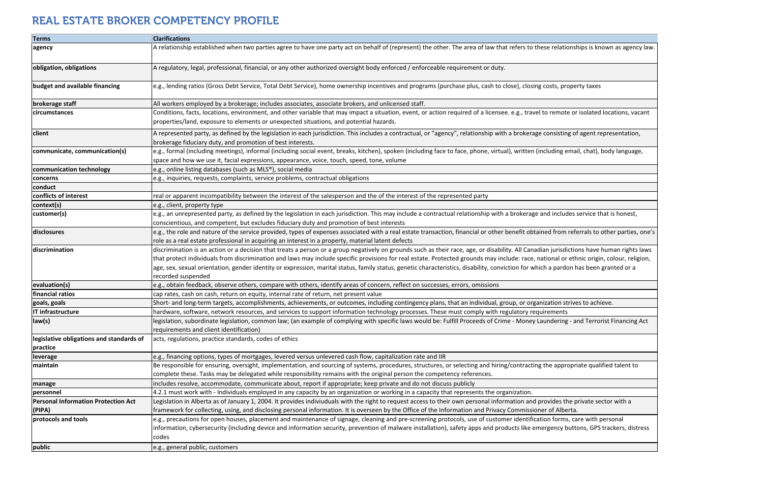# REAL ESTATE BROKER COMPETENCY PROFILE

| Terms | Clarifications |
|---|---|
| agency | A relationship established when two parties agree to have one party act on behalf of (represent) the other. The area of law that refers to these relationships is known as agency law. |
| obligation, obligations | A regulatory, legal, professional, financial, or any other authorized oversight body enforced / enforceable requirement or duty. |
| budget and available financing | e.g., lending ratios (Gross Debt Service, Total Debt Service), home ownership incentives and programs (purchase plus, cash to close), closing costs, property taxes |
| brokerage staff | All workers employed by a brokerage; includes associates, associate brokers, and unlicensed staff. |
| circumstances | Conditions, facts, locations, environment, and other variable that may impact a situation, event, or action required of a licensee. e.g., travel to remote or isolated locations, vacant properties/land, exposure to elements or unexpected situations, and potential hazards. |
| client | A represented party, as defined by the legislation in each jurisdiction. This includes a contractual, or "agency", relationship with a brokerage consisting of agent representation, brokerage fiduciary duty, and promotion of best interests. |
| communicate, communication(s) | e.g., formal (including meetings), informal (including social event, breaks, kitchen), spoken (including face to face, phone, virtual), written (including email, chat), body language, space and how we use it, facial expressions, appearance, voice, touch, speed, tone, volume |
| communication technology | e.g., online listing databases (such as MLS®), social media |
| concerns | e.g., inquiries, requests, complaints, service problems, contractual obligations |
| conduct | |
| conflicts of interest | real or apparent incompatibility between the interest of the salesperson and the of the interest of the represented party |
| context(s) | e.g., client, property type |
| customer(s) | e.g., an unrepresented party, as defined by the legislation in each jurisdiction. This may include a contractual relationship with a brokerage and includes service that is honest, conscientious, and competent, but excludes fiduciary duty and promotion of best interests |
| disclosures | e.g., the role and nature of the service provided, types of expenses associated with a real estate transaction, financial or other benefit obtained from referrals to other parties, one's role as a real estate professional in acquiring an interest in a property, material latent defects |
| discrimination | discrimination is an action or a decision that treats a person or a group negatively on grounds such as their race, age, or disability. All Canadian jurisdictions have human rights laws that protect individuals from discrimination and laws may include specific provisions for real estate. Protected grounds may include: race, national or ethnic origin, colour, religion, age, sex, sexual orientation, gender identity or expression, marital status, family status, genetic characteristics, disability, conviction for which a pardon has been granted or a recorded suspended |
| evaluation(s) | e.g., obtain feedback, observe others, compare with others, identify areas of concern, reflect on successes, errors, omissions |
| financial ratios | cap rates, cash on cash, return on equity, internal rate of return, net present value |
| goals, goals | Short- and long-term targets, accomplishments, achievements, or outcomes, including contingency plans, that an individual, group, or organization strives to achieve. |
| IT infrastructure | hardware, software, network resources, and services to support information technology processes. These must comply with regulatory requirements |
| law(s) | legislation, subordinate legislation, common law; (an example of complying with specific laws would be: Fulfill Proceeds of Crime - Money Laundering - and Terrorist Financing Act requirements and client identification) |
| legislative obligations and standards of practice | acts, regulations, practice standards, codes of ethics |
| leverage | e.g., financing options, types of mortgages, levered versus unlevered cash flow, capitalization rate and IIR |
| maintain | Be responsible for ensuring, oversight, implementation, and sourcing of systems, procedures, structures, or selecting and hiring/contracting the appropriate qualified talent to complete these. Tasks may be delegated while responsibility remains with the original person the competency references. |
| manage | includes resolve, accommodate, communicate about, report if appropriate; keep private and do not discuss publicly |
| personnel | 4.2.1 must work with - Individuals employed in any capacity by an organization or working in a capacity that represents the organization. |
| Personal Information Protection Act (PIPA) | Legislation in Alberta as of January 1, 2004. It provides indiviuduals with the right to request access to their own personal information and provides the private sector with a framework for collecting, using, and disclosing personal information. It is overseen by the Office of the Information and Privacy Commissioner of Alberta. |
| protocols and tools | e.g., precautions for open houses, placement and maintenance of signage, cleaning and pre-screening protocols, use of customer identification forms, care with personal information, cybersecurity (including device and information security, prevention of malware installation), safety apps and products like emergency buttons, GPS trackers, distress codes |
| public | e.g., general public, customers |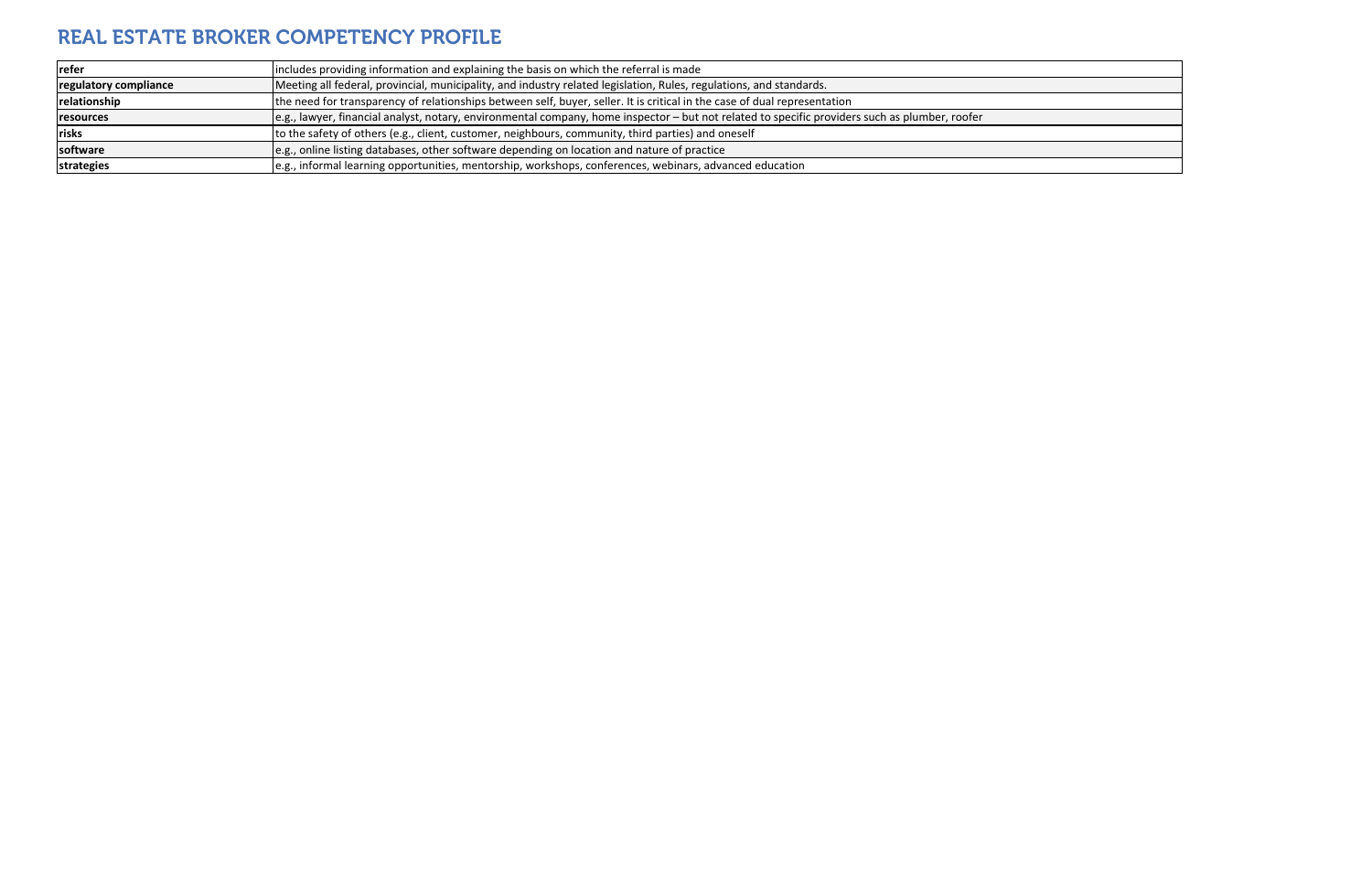# REAL ESTATE BROKER COMPETENCY PROFILE

| | |
|---|---|
| **refer** | includes providing information and explaining the basis on which the referral is made |
| **regulatory compliance** | Meeting all federal, provincial, municipality, and industry related legislation, Rules, regulations, and standards. |
| **relationship** | the need for transparency of relationships between self, buyer, seller. It is critical in the case of dual representation |
| **resources** | e.g., lawyer, financial analyst, notary, environmental company, home inspector – but not related to specific providers such as plumber, roofer |
| **risks** | to the safety of others (e.g., client, customer, neighbours, community, third parties) and oneself |
| **software** | e.g., online listing databases, other software depending on location and nature of practice |
| **strategies** | e.g., informal learning opportunities, mentorship, workshops, conferences, webinars, advanced education |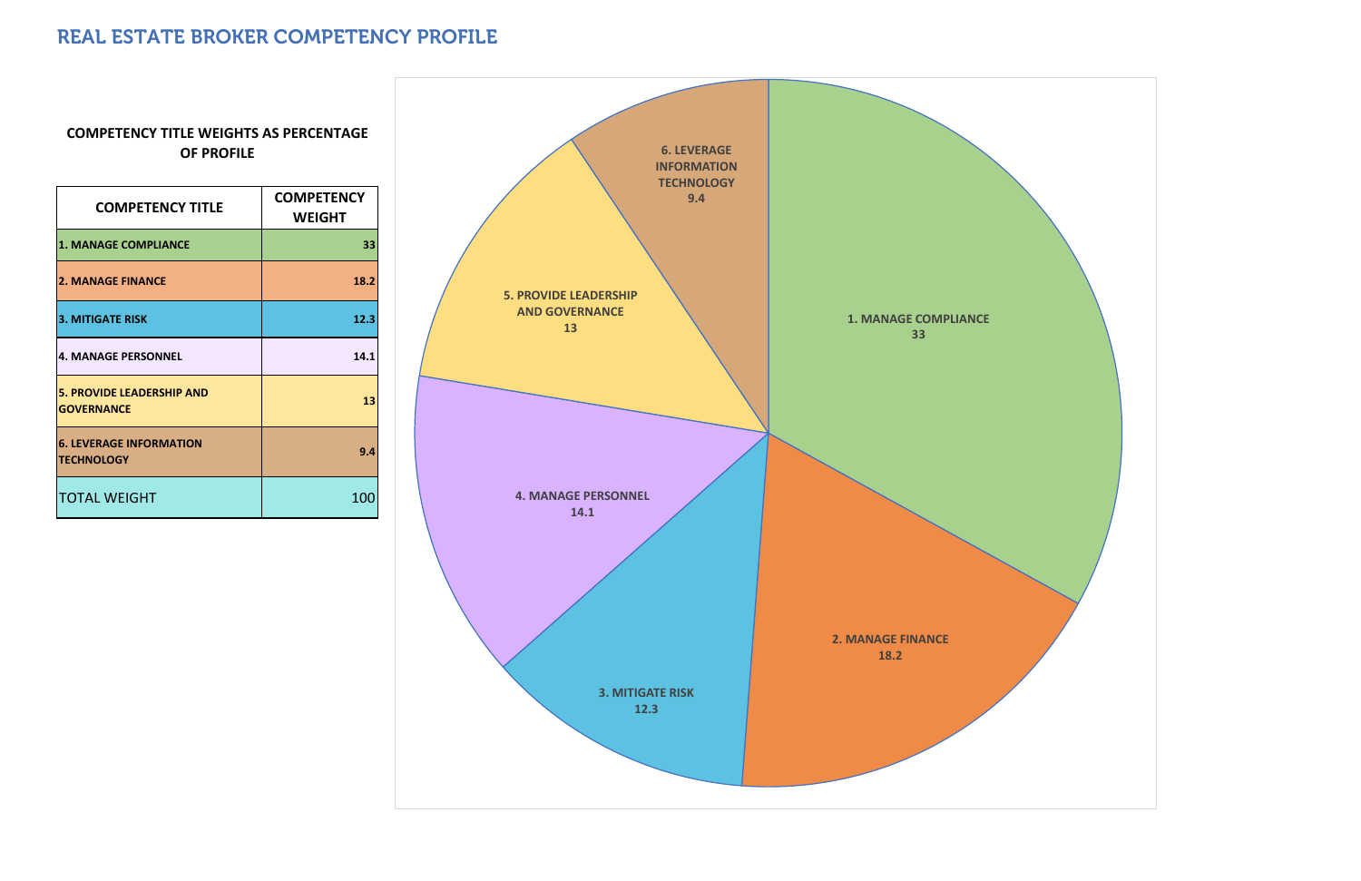# REAL ESTATE BROKER COMPETENCY PROFILE

**COMPETENCY TITLE WEIGHTS AS PERCENTAGE OF PROFILE**

| COMPETENCY TITLE | COMPETENCY WEIGHT |
|---|---|
| 1. MANAGE COMPLIANCE | 33 |
| 2. MANAGE FINANCE | 18.2 |
| 3. MITIGATE RISK | 12.3 |
| 4. MANAGE PERSONNEL | 14.1 |
| 5. PROVIDE LEADERSHIP AND GOVERNANCE | 13 |
| 6. LEVERAGE INFORMATION TECHNOLOGY | 9.4 |
| TOTAL WEIGHT | 100 |

1. MANAGE COMPLIANCE 33

2. MANAGE FINANCE 18.2

3. MITIGATE RISK 12.3

4. MANAGE PERSONNEL 14.1

5. PROVIDE LEADERSHIP AND GOVERNANCE 13

6. LEVERAGE INFORMATION TECHNOLOGY 9.4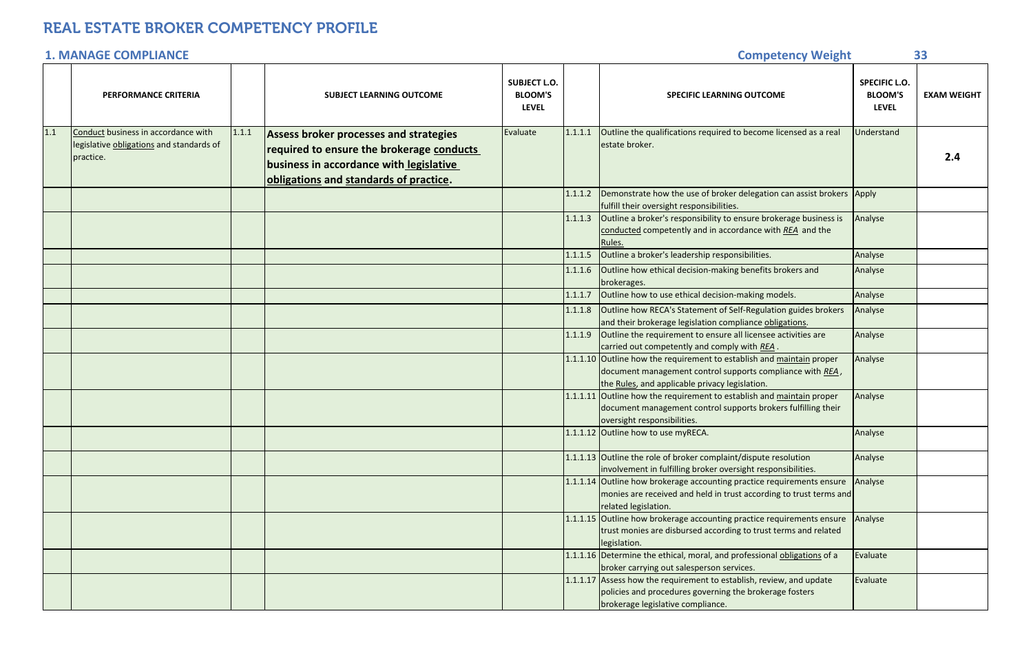# REAL ESTATE BROKER COMPETENCY PROFILE

## 1. MANAGE COMPLIANCE

**Competency Weight** **33**

| | PERFORMANCE CRITERIA | | SUBJECT LEARNING OUTCOME | SUBJECT L.O. BLOOM'S LEVEL | | SPECIFIC LEARNING OUTCOME | SPECIFIC L.O. BLOOM'S LEVEL | EXAM WEIGHT |
|---|---|---|---|---|---|---|---|---|
| 1.1 | Conduct business in accordance with legislative obligations and standards of practice. | 1.1.1 | **Assess broker processes and strategies required to ensure the brokerage conducts business in accordance with legislative obligations and standards of practice.** | Evaluate | 1.1.1.1 | Outline the qualifications required to become licensed as a real estate broker. | Understand | **2.4** |
| | | | | | 1.1.1.2 | Demonstrate how the use of broker delegation can assist brokers fulfill their oversight responsibilities. | Apply | |
| | | | | | 1.1.1.3 | Outline a broker's responsibility to ensure brokerage business is conducted competently and in accordance with *REA* and the Rules. | Analyse | |
| | | | | | 1.1.1.5 | Outline a broker's leadership responsibilities. | Analyse | |
| | | | | | 1.1.1.6 | Outline how ethical decision-making benefits brokers and brokerages. | Analyse | |
| | | | | | 1.1.1.7 | Outline how to use ethical decision-making models. | Analyse | |
| | | | | | 1.1.1.8 | Outline how RECA's Statement of Self-Regulation guides brokers and their brokerage legislation compliance obligations. | Analyse | |
| | | | | | 1.1.1.9 | Outline the requirement to ensure all licensee activities are carried out competently and comply with *REA* . | Analyse | |
| | | | | | 1.1.1.10 | Outline how the requirement to establish and maintain proper document management control supports compliance with *REA* , the Rules, and applicable privacy legislation. | Analyse | |
| | | | | | 1.1.1.11 | Outline how the requirement to establish and maintain proper document management control supports brokers fulfilling their oversight responsibilities. | Analyse | |
| | | | | | 1.1.1.12 | Outline how to use myRECA. | Analyse | |
| | | | | | 1.1.1.13 | Outline the role of broker complaint/dispute resolution involvement in fulfilling broker oversight responsibilities. | Analyse | |
| | | | | | 1.1.1.14 | Outline how brokerage accounting practice requirements ensure monies are received and held in trust according to trust terms and related legislation. | Analyse | |
| | | | | | 1.1.1.15 | Outline how brokerage accounting practice requirements ensure trust monies are disbursed according to trust terms and related legislation. | Analyse | |
| | | | | | 1.1.1.16 | Determine the ethical, moral, and professional obligations of a broker carrying out salesperson services. | Evaluate | |
| | | | | | 1.1.1.17 | Assess how the requirement to establish, review, and update policies and procedures governing the brokerage fosters brokerage legislative compliance. | Evaluate | |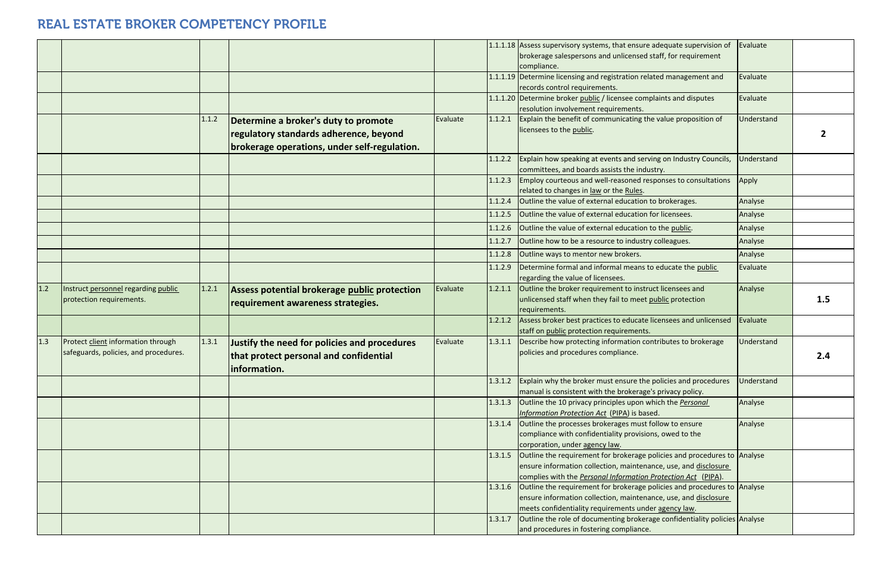# REAL ESTATE BROKER COMPETENCY PROFILE

| | | | | | | | | |
|---|---|---|---|---|---|---|---|---|
| | | | | | 1.1.1.18 | Assess supervisory systems, that ensure adequate supervision of brokerage salespersons and unlicensed staff, for requirement compliance. | Evaluate | |
| | | | | | 1.1.1.19 | Determine licensing and registration related management and records control requirements. | Evaluate | |
| | | | | | 1.1.1.20 | Determine broker public / licensee complaints and disputes resolution involvement requirements. | Evaluate | |
| | | 1.1.2 | **Determine a broker's duty to promote regulatory standards adherence, beyond brokerage operations, under self-regulation.** | Evaluate | 1.1.2.1 | Explain the benefit of communicating the value proposition of licensees to the public. | Understand | **2** |
| | | | | | 1.1.2.2 | Explain how speaking at events and serving on Industry Councils, committees, and boards assists the industry. | Understand | |
| | | | | | 1.1.2.3 | Employ courteous and well-reasoned responses to consultations related to changes in law or the Rules. | Apply | |
| | | | | | 1.1.2.4 | Outline the value of external education to brokerages. | Analyse | |
| | | | | | 1.1.2.5 | Outline the value of external education for licensees. | Analyse | |
| | | | | | 1.1.2.6 | Outline the value of external education to the public. | Analyse | |
| | | | | | 1.1.2.7 | Outline how to be a resource to industry colleagues. | Analyse | |
| | | | | | 1.1.2.8 | Outline ways to mentor new brokers. | Analyse | |
| | | | | | 1.1.2.9 | Determine formal and informal means to educate the public regarding the value of licensees. | Evaluate | |
| 1.2 | Instruct personnel regarding public protection requirements. | 1.2.1 | **Assess potential brokerage public protection requirement awareness strategies.** | Evaluate | 1.2.1.1 | Outline the broker requirement to instruct licensees and unlicensed staff when they fail to meet public protection requirements. | Analyse | **1.5** |
| | | | | | 1.2.1.2 | Assess broker best practices to educate licensees and unlicensed staff on public protection requirements. | Evaluate | |
| 1.3 | Protect client information through safeguards, policies, and procedures. | 1.3.1 | **Justify the need for policies and procedures that protect personal and confidential information.** | Evaluate | 1.3.1.1 | Describe how protecting information contributes to brokerage policies and procedures compliance. | Understand | **2.4** |
| | | | | | 1.3.1.2 | Explain why the broker must ensure the policies and procedures manual is consistent with the brokerage's privacy policy. | Understand | |
| | | | | | 1.3.1.3 | Outline the 10 privacy principles upon which the *Personal Information Protection Act* (PIPA) is based. | Analyse | |
| | | | | | 1.3.1.4 | Outline the processes brokerages must follow to ensure compliance with confidentiality provisions, owed to the corporation, under agency law. | Analyse | |
| | | | | | 1.3.1.5 | Outline the requirement for brokerage policies and procedures to ensure information collection, maintenance, use, and disclosure complies with the *Personal Information Protection Act* (PIPA). | Analyse | |
| | | | | | 1.3.1.6 | Outline the requirement for brokerage policies and procedures to ensure information collection, maintenance, use, and disclosure meets confidentiality requirements under agency law. | Analyse | |
| | | | | | 1.3.1.7 | Outline the role of documenting brokerage confidentiality policies and procedures in fostering compliance. | Analyse | |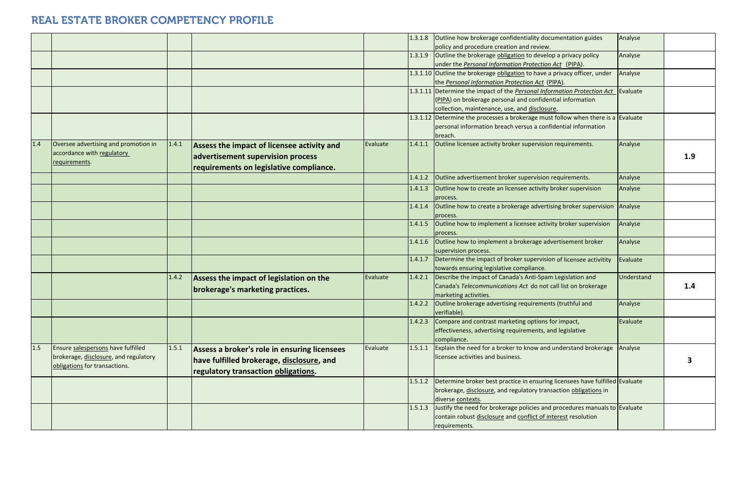# REAL ESTATE BROKER COMPETENCY PROFILE

| | | | | | | | | |
|---|---|---|---|---|---|---|---|---|
| | | | | | 1.3.1.8 | Outline how brokerage confidentiality documentation guides policy and procedure creation and review. | Analyse | |
| | | | | | 1.3.1.9 | Outline the brokerage obligation to develop a privacy policy under the *Personal Information Protection Act* (PIPA). | Analyse | |
| | | | | | 1.3.1.10 | Outline the brokerage obligation to have a privacy officer, under the *Personal Information Protection Act* (PIPA). | Analyse | |
| | | | | | 1.3.1.11 | Determine the impact of the *Personal Information Protection Act* (PIPA) on brokerage personal and confidential information collection, maintenance, use, and disclosure. | Evaluate | |
| | | | | | 1.3.1.12 | Determine the processes a brokerage must follow when there is a personal information breach versus a confidential information breach. | Evaluate | |
| 1.4 | Oversee advertising and promotion in accordance with regulatory requirements. | 1.4.1 | **Assess the impact of licensee activity and advertisement supervision process requirements on legislative compliance.** | Evaluate | 1.4.1.1 | Outline licensee activity broker supervision requirements. | Analyse | **1.9** |
| | | | | | 1.4.1.2 | Outline advertisement broker supervision requirements. | Analyse | |
| | | | | | 1.4.1.3 | Outline how to create an licensee activity broker supervision process. | Analyse | |
| | | | | | 1.4.1.4 | Outline how to create a brokerage advertising broker supervision process. | Analyse | |
| | | | | | 1.4.1.5 | Outline how to implement a licensee activity broker supervision process. | Analyse | |
| | | | | | 1.4.1.6 | Outline how to implement a brokerage advertisement broker supervision process. | Analyse | |
| | | | | | 1.4.1.7 | Determine the impact of broker supervision of licensee activitity towards ensuring legislative compliance. | Evaluate | |
| | | 1.4.2 | **Assess the impact of legislation on the brokerage's marketing practices.** | Evaluate | 1.4.2.1 | Describe the impact of Canada's Anti-Spam Legislation and Canada's *Telecommunications Act* do not call list on brokerage marketing activities. | Understand | **1.4** |
| | | | | | 1.4.2.2 | Outline brokerage advertising requirements (truthful and verifiable). | Analyse | |
| | | | | | 1.4.2.3 | Compare and contrast marketing options for impact, effectiveness, advertising requirements, and legislative compliance. | Evaluate | |
| 1.5 | Ensure salespersons have fulfilled brokerage, disclosure, and regulatory obligations for transactions. | 1.5.1 | **Assess a broker's role in ensuring licensees have fulfilled brokerage, disclosure, and regulatory transaction obligations.** | Evaluate | 1.5.1.1 | Explain the need for a broker to know and understand brokerage licensee activities and business. | Analyse | **3** |
| | | | | | 1.5.1.2 | Determine broker best practice in ensuring licensees have fulfilled brokerage, disclosure, and regulatory transaction obligations in diverse contexts. | Evaluate | |
| | | | | | 1.5.1.3 | Justify the need for brokerage policies and procedures manuals to contain robust disclosure and conflict of interest resolution requirements. | Evaluate | |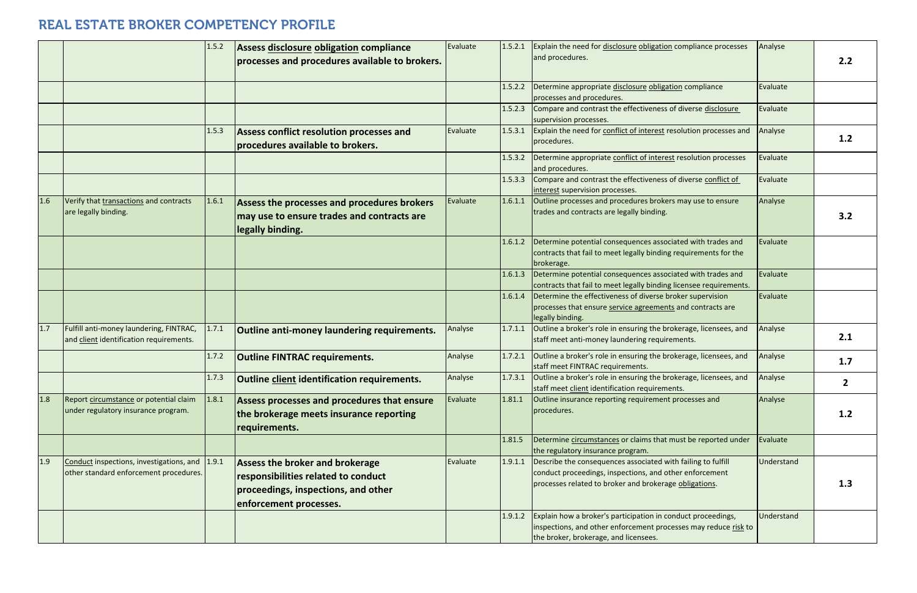# REAL ESTATE BROKER COMPETENCY PROFILE

| | | | | | | | | |
|---|---|---|---|---|---|---|---|---|
| | | 1.5.2 | **Assess disclosure obligation compliance processes and procedures available to brokers.** | Evaluate | 1.5.2.1 | Explain the need for disclosure obligation compliance processes and procedures. | Analyse | 2.2 |
| | | | | | 1.5.2.2 | Determine appropriate disclosure obligation compliance processes and procedures. | Evaluate | |
| | | | | | 1.5.2.3 | Compare and contrast the effectiveness of diverse disclosure supervision processes. | Evaluate | |
| | | 1.5.3 | **Assess conflict resolution processes and procedures available to brokers.** | Evaluate | 1.5.3.1 | Explain the need for conflict of interest resolution processes and procedures. | Analyse | 1.2 |
| | | | | | 1.5.3.2 | Determine appropriate conflict of interest resolution processes and procedures. | Evaluate | |
| | | | | | 1.5.3.3 | Compare and contrast the effectiveness of diverse conflict of interest supervision processes. | Evaluate | |
| 1.6 | Verify that transactions and contracts are legally binding. | 1.6.1 | **Assess the processes and procedures brokers may use to ensure trades and contracts are legally binding.** | Evaluate | 1.6.1.1 | Outline processes and procedures brokers may use to ensure trades and contracts are legally binding. | Analyse | 3.2 |
| | | | | | 1.6.1.2 | Determine potential consequences associated with trades and contracts that fail to meet legally binding requirements for the brokerage. | Evaluate | |
| | | | | | 1.6.1.3 | Determine potential consequences associated with trades and contracts that fail to meet legally binding licensee requirements. | Evaluate | |
| | | | | | 1.6.1.4 | Determine the effectiveness of diverse broker supervision processes that ensure service agreements and contracts are legally binding. | Evaluate | |
| 1.7 | Fulfill anti-money laundering, FINTRAC, and client identification requirements. | 1.7.1 | **Outline anti-money laundering requirements.** | Analyse | 1.7.1.1 | Outline a broker's role in ensuring the brokerage, licensees, and staff meet anti-money laundering requirements. | Analyse | 2.1 |
| | | 1.7.2 | **Outline FINTRAC requirements.** | Analyse | 1.7.2.1 | Outline a broker's role in ensuring the brokerage, licensees, and staff meet FINTRAC requirements. | Analyse | 1.7 |
| | | 1.7.3 | **Outline client identification requirements.** | Analyse | 1.7.3.1 | Outline a broker's role in ensuring the brokerage, licensees, and staff meet client identification requirements. | Analyse | 2 |
| 1.8 | Report circumstance or potential claim under regulatory insurance program. | 1.8.1 | **Assess processes and procedures that ensure the brokerage meets insurance reporting requirements.** | Evaluate | 1.81.1 | Outline insurance reporting requirement processes and procedures. | Analyse | 1.2 |
| | | | | | 1.81.5 | Determine circumstances or claims that must be reported under the regulatory insurance program. | Evaluate | |
| 1.9 | Conduct inspections, investigations, and other standard enforcement procedures. | 1.9.1 | **Assess the broker and brokerage responsibilities related to conduct proceedings, inspections, and other enforcement processes.** | Evaluate | 1.9.1.1 | Describe the consequences associated with failing to fulfill conduct proceedings, inspections, and other enforcement processes related to broker and brokerage obligations. | Understand | 1.3 |
| | | | | | 1.9.1.2 | Explain how a broker's participation in conduct proceedings, inspections, and other enforcement processes may reduce risk to the broker, brokerage, and licensees. | Understand | |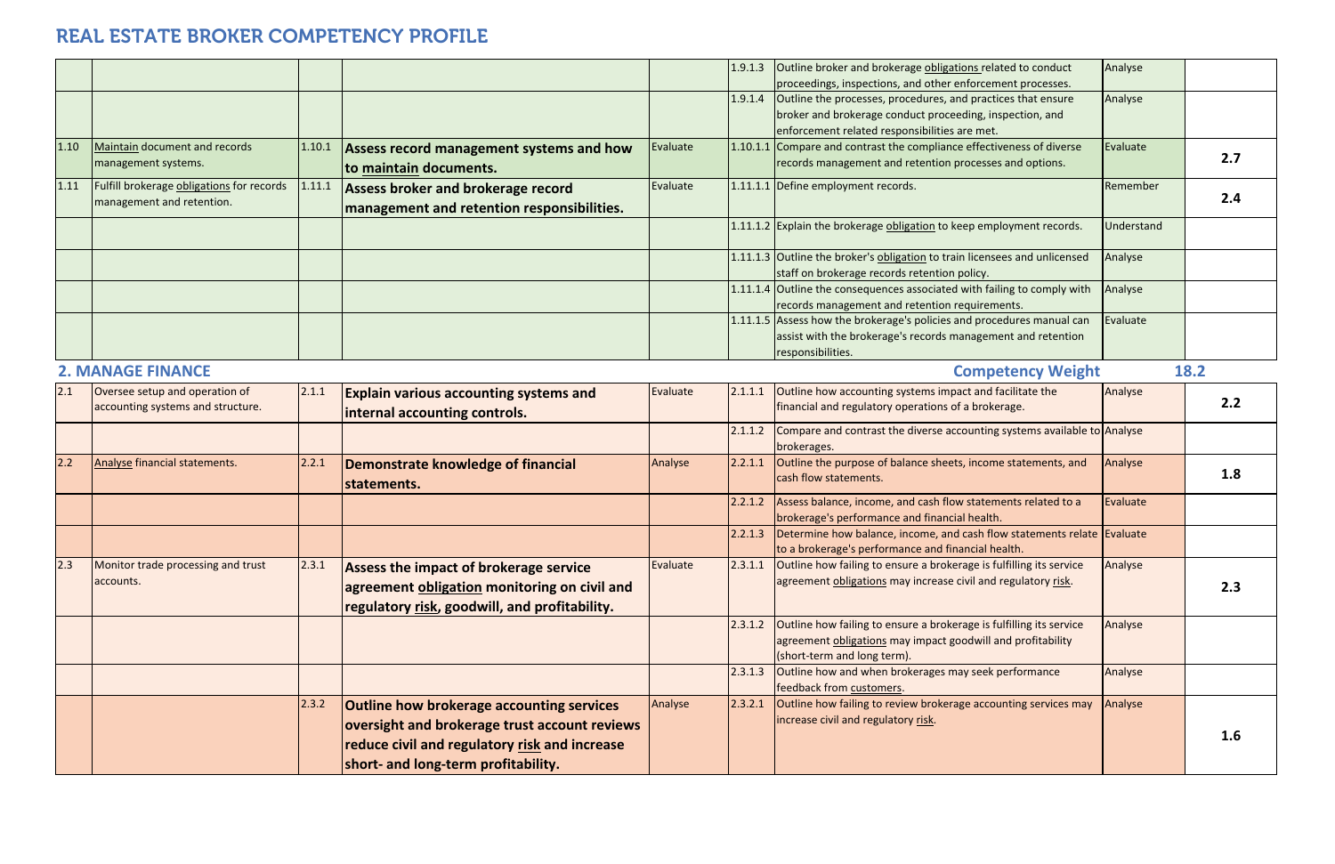# REAL ESTATE BROKER COMPETENCY PROFILE

| | | | | | | | | |
|---|---|---|---|---|---|---|---|---|
| | | | | | 1.9.1.3 | Outline broker and brokerage obligations related to conduct proceedings, inspections, and other enforcement processes. | Analyse | |
| | | | | | 1.9.1.4 | Outline the processes, procedures, and practices that ensure broker and brokerage conduct proceeding, inspection, and enforcement related responsibilities are met. | Analyse | |
| 1.10 | Maintain document and records management systems. | 1.10.1 | **Assess record management systems and how to maintain documents.** | Evaluate | 1.10.1.1 | Compare and contrast the compliance effectiveness of diverse records management and retention processes and options. | Evaluate | **2.7** |
| 1.11 | Fulfill brokerage obligations for records management and retention. | 1.11.1 | **Assess broker and brokerage record management and retention responsibilities.** | Evaluate | 1.11.1.1 | Define employment records. | Remember | **2.4** |
| | | | | | 1.11.1.2 | Explain the brokerage obligation to keep employment records. | Understand | |
| | | | | | 1.11.1.3 | Outline the broker's obligation to train licensees and unlicensed staff on brokerage records retention policy. | Analyse | |
| | | | | | 1.11.1.4 | Outline the consequences associated with failing to comply with records management and retention requirements. | Analyse | |
| | | | | | 1.11.1.5 | Assess how the brokerage's policies and procedures manual can assist with the brokerage's records management and retention responsibilities. | Evaluate | |

## 2. MANAGE FINANCE

**Competency Weight 18.2**

| | | | | | | | | |
|---|---|---|---|---|---|---|---|---|
| 2.1 | Oversee setup and operation of accounting systems and structure. | 2.1.1 | **Explain various accounting systems and internal accounting controls.** | Evaluate | 2.1.1.1 | Outline how accounting systems impact and facilitate the financial and regulatory operations of a brokerage. | Analyse | **2.2** |
| | | | | | 2.1.1.2 | Compare and contrast the diverse accounting systems available to brokerages. | Analyse | |
| 2.2 | Analyse financial statements. | 2.2.1 | **Demonstrate knowledge of financial statements.** | Analyse | 2.2.1.1 | Outline the purpose of balance sheets, income statements, and cash flow statements. | Analyse | **1.8** |
| | | | | | 2.2.1.2 | Assess balance, income, and cash flow statements related to a brokerage's performance and financial health. | Evaluate | |
| | | | | | 2.2.1.3 | Determine how balance, income, and cash flow statements relate to a brokerage's performance and financial health. | Evaluate | |
| 2.3 | Monitor trade processing and trust accounts. | 2.3.1 | **Assess the impact of brokerage service agreement obligation monitoring on civil and regulatory risk, goodwill, and profitability.** | Evaluate | 2.3.1.1 | Outline how failing to ensure a brokerage is fulfilling its service agreement obligations may increase civil and regulatory risk. | Analyse | **2.3** |
| | | | | | 2.3.1.2 | Outline how failing to ensure a brokerage is fulfilling its service agreement obligations may impact goodwill and profitability (short-term and long term). | Analyse | |
| | | | | | 2.3.1.3 | Outline how and when brokerages may seek performance feedback from customers. | Analyse | |
| | | 2.3.2 | **Outline how brokerage accounting services oversight and brokerage trust account reviews reduce civil and regulatory risk and increase short- and long-term profitability.** | Analyse | 2.3.2.1 | Outline how failing to review brokerage accounting services may increase civil and regulatory risk. | Analyse | **1.6** |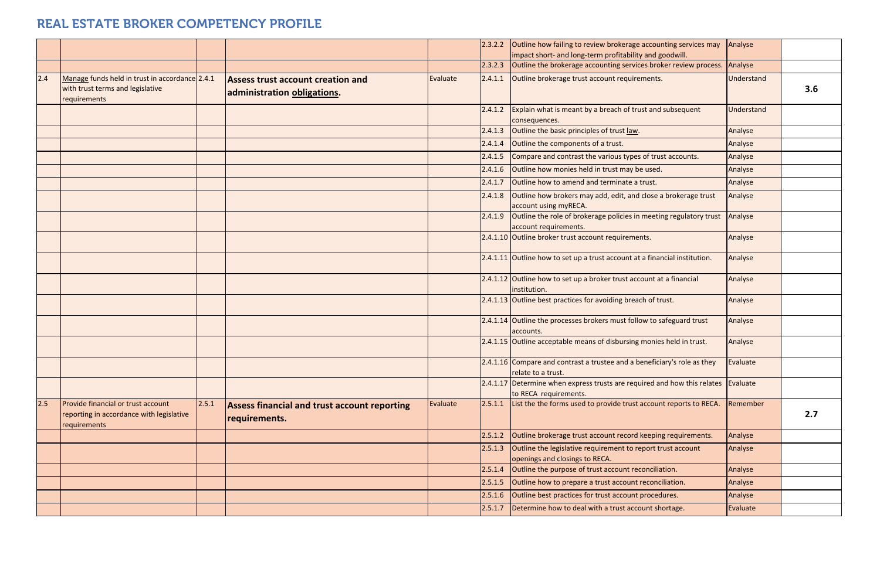# REAL ESTATE BROKER COMPETENCY PROFILE

| | | | | | | | | |
|---|---|---|---|---|---|---|---|---|
| | | | | | 2.3.2.2 | Outline how failing to review brokerage accounting services may impact short- and long-term profitability and goodwill. | Analyse | |
| | | | | | 2.3.2.3 | Outline the brokerage accounting services broker review process. | Analyse | |
| 2.4 | Manage funds held in trust in accordance with trust terms and legislative requirements | 2.4.1 | **Assess trust account creation and administration obligations.** | Evaluate | 2.4.1.1 | Outline brokerage trust account requirements. | Understand | **3.6** |
| | | | | | 2.4.1.2 | Explain what is meant by a breach of trust and subsequent consequences. | Understand | |
| | | | | | 2.4.1.3 | Outline the basic principles of trust law. | Analyse | |
| | | | | | 2.4.1.4 | Outline the components of a trust. | Analyse | |
| | | | | | 2.4.1.5 | Compare and contrast the various types of trust accounts. | Analyse | |
| | | | | | 2.4.1.6 | Outline how monies held in trust may be used. | Analyse | |
| | | | | | 2.4.1.7 | Outline how to amend and terminate a trust. | Analyse | |
| | | | | | 2.4.1.8 | Outline how brokers may add, edit, and close a brokerage trust account using myRECA. | Analyse | |
| | | | | | 2.4.1.9 | Outline the role of brokerage policies in meeting regulatory trust account requirements. | Analyse | |
| | | | | | 2.4.1.10 | Outline broker trust account requirements. | Analyse | |
| | | | | | 2.4.1.11 | Outline how to set up a trust account at a financial institution. | Analyse | |
| | | | | | 2.4.1.12 | Outline how to set up a broker trust account at a financial institution. | Analyse | |
| | | | | | 2.4.1.13 | Outline best practices for avoiding breach of trust. | Analyse | |
| | | | | | 2.4.1.14 | Outline the processes brokers must follow to safeguard trust accounts. | Analyse | |
| | | | | | 2.4.1.15 | Outline acceptable means of disbursing monies held in trust. | Analyse | |
| | | | | | 2.4.1.16 | Compare and contrast a trustee and a beneficiary's role as they relate to a trust. | Evaluate | |
| | | | | | 2.4.1.17 | Determine when express trusts are required and how this relates to RECA requirements. | Evaluate | |
| 2.5 | Provide financial or trust account reporting in accordance with legislative requirements | 2.5.1 | **Assess financial and trust account reporting requirements.** | Evaluate | 2.5.1.1 | List the the forms used to provide trust account reports to RECA. | Remember | **2.7** |
| | | | | | 2.5.1.2 | Outline brokerage trust account record keeping requirements. | Analyse | |
| | | | | | 2.5.1.3 | Outline the legislative requirement to report trust account openings and closings to RECA. | Analyse | |
| | | | | | 2.5.1.4 | Outline the purpose of trust account reconciliation. | Analyse | |
| | | | | | 2.5.1.5 | Outline how to prepare a trust account reconciliation. | Analyse | |
| | | | | | 2.5.1.6 | Outline best practices for trust account procedures. | Analyse | |
| | | | | | 2.5.1.7 | Determine how to deal with a trust account shortage. | Evaluate | |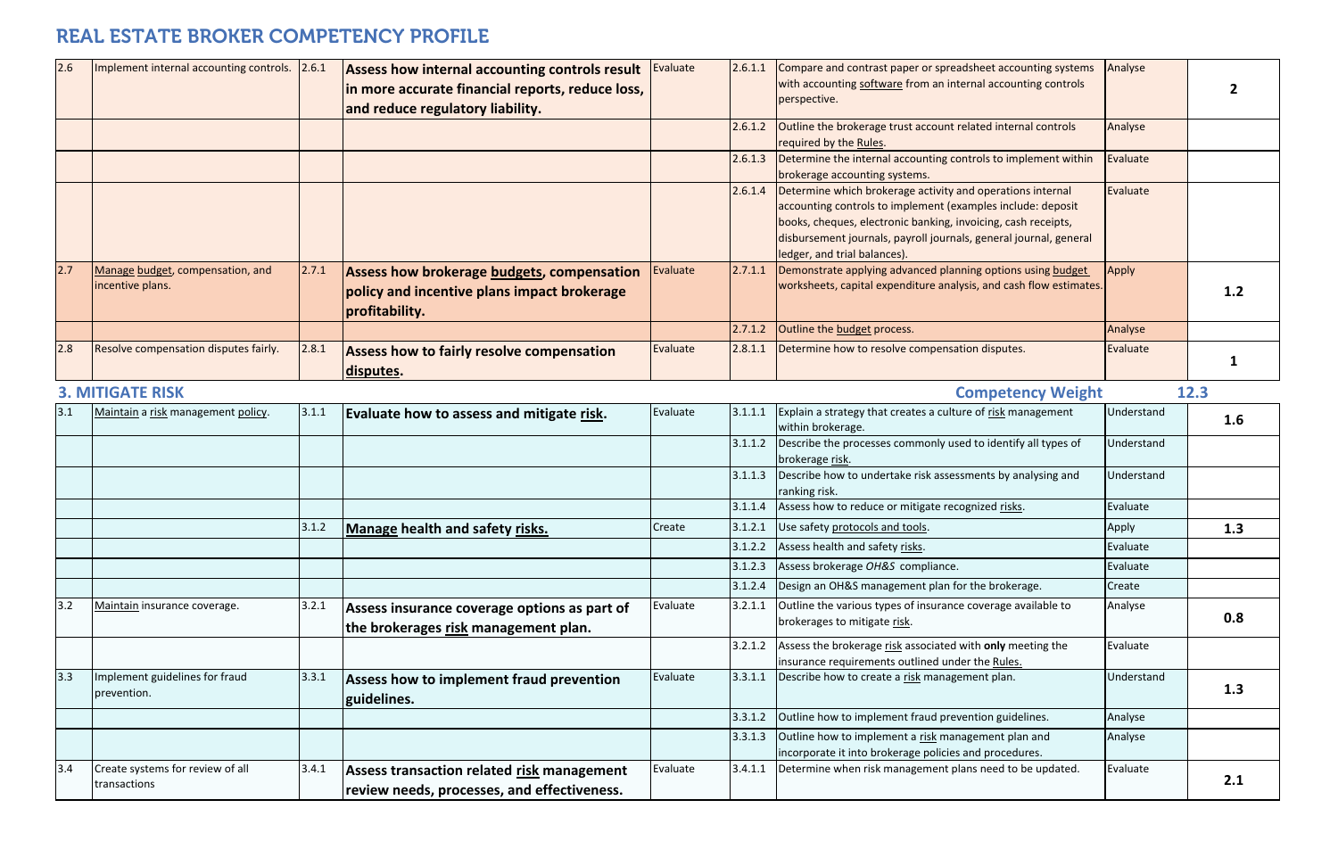# REAL ESTATE BROKER COMPETENCY PROFILE

| | | | | | | | | |
|---|---|---|---|---|---|---|---|---|
| 2.6 | Implement internal accounting controls. | 2.6.1 | **Assess how internal accounting controls result in more accurate financial reports, reduce loss, and reduce regulatory liability.** | Evaluate | 2.6.1.1 | Compare and contrast paper or spreadsheet accounting systems with accounting software from an internal accounting controls perspective. | Analyse | 2 |
| | | | | | 2.6.1.2 | Outline the brokerage trust account related internal controls required by the Rules. | Analyse | |
| | | | | | 2.6.1.3 | Determine the internal accounting controls to implement within brokerage accounting systems. | Evaluate | |
| | | | | | 2.6.1.4 | Determine which brokerage activity and operations internal accounting controls to implement (examples include: deposit books, cheques, electronic banking, invoicing, cash receipts, disbursement journals, payroll journals, general journal, general ledger, and trial balances). | Evaluate | |
| 2.7 | Manage budget, compensation, and incentive plans. | 2.7.1 | **Assess how brokerage budgets, compensation policy and incentive plans impact brokerage profitability.** | Evaluate | 2.7.1.1 | Demonstrate applying advanced planning options using budget worksheets, capital expenditure analysis, and cash flow estimates. | Apply | 1.2 |
| | | | | | 2.7.1.2 | Outline the budget process. | Analyse | |
| 2.8 | Resolve compensation disputes fairly. | 2.8.1 | **Assess how to fairly resolve compensation disputes.** | Evaluate | 2.8.1.1 | Determine how to resolve compensation disputes. | Evaluate | 1 |

## 3. MITIGATE RISK

**Competency Weight 12.3**

| | | | | | | | | |
|---|---|---|---|---|---|---|---|---|
| 3.1 | Maintain a risk management policy. | 3.1.1 | **Evaluate how to assess and mitigate risk.** | Evaluate | 3.1.1.1 | Explain a strategy that creates a culture of risk management within brokerage. | Understand | 1.6 |
| | | | | | 3.1.1.2 | Describe the processes commonly used to identify all types of brokerage risk. | Understand | |
| | | | | | 3.1.1.3 | Describe how to undertake risk assessments by analysing and ranking risk. | Understand | |
| | | | | | 3.1.1.4 | Assess how to reduce or mitigate recognized risks. | Evaluate | |
| | | 3.1.2 | **Manage health and safety risks.** | Create | 3.1.2.1 | Use safety protocols and tools. | Apply | 1.3 |
| | | | | | 3.1.2.2 | Assess health and safety risks. | Evaluate | |
| | | | | | 3.1.2.3 | Assess brokerage *OH&S* compliance. | Evaluate | |
| | | | | | 3.1.2.4 | Design an OH&S management plan for the brokerage. | Create | |
| 3.2 | Maintain insurance coverage. | 3.2.1 | **Assess insurance coverage options as part of the brokerages risk management plan.** | Evaluate | 3.2.1.1 | Outline the various types of insurance coverage available to brokerages to mitigate risk. | Analyse | 0.8 |
| | | | | | 3.2.1.2 | Assess the brokerage risk associated with **only** meeting the insurance requirements outlined under the Rules. | Evaluate | |
| 3.3 | Implement guidelines for fraud prevention. | 3.3.1 | **Assess how to implement fraud prevention guidelines.** | Evaluate | 3.3.1.1 | Describe how to create a risk management plan. | Understand | 1.3 |
| | | | | | 3.3.1.2 | Outline how to implement fraud prevention guidelines. | Analyse | |
| | | | | | 3.3.1.3 | Outline how to implement a risk management plan and incorporate it into brokerage policies and procedures. | Analyse | |
| 3.4 | Create systems for review of all transactions | 3.4.1 | **Assess transaction related risk management review needs, processes, and effectiveness.** | Evaluate | 3.4.1.1 | Determine when risk management plans need to be updated. | Evaluate | 2.1 |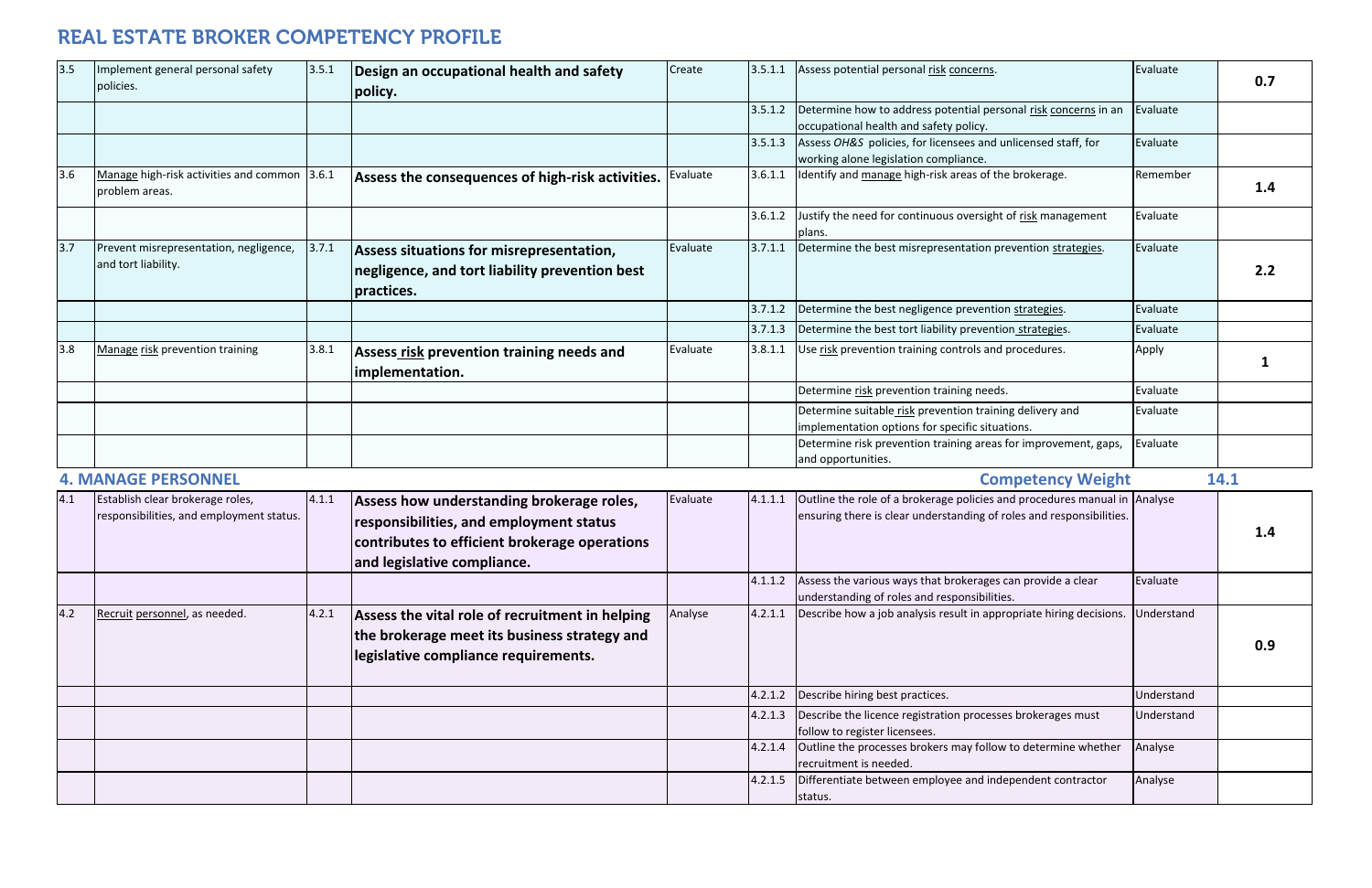# REAL ESTATE BROKER COMPETENCY PROFILE

| | | | | | | | | |
|---|---|---|---|---|---|---|---|---|
| 3.5 | Implement general personal safety policies. | 3.5.1 | **Design an occupational health and safety policy.** | Create | 3.5.1.1 | Assess potential personal risk concerns. | Evaluate | **0.7** |
| | | | | | 3.5.1.2 | Determine how to address potential personal risk concerns in an occupational health and safety policy. | Evaluate | |
| | | | | | 3.5.1.3 | Assess *OH&S* policies, for licensees and unlicensed staff, for working alone legislation compliance. | Evaluate | |
| 3.6 | Manage high-risk activities and common problem areas. | 3.6.1 | **Assess the consequences of high-risk activities.** | Evaluate | 3.6.1.1 | Identify and manage high-risk areas of the brokerage. | Remember | **1.4** |
| | | | | | 3.6.1.2 | Justify the need for continuous oversight of risk management plans. | Evaluate | |
| 3.7 | Prevent misrepresentation, negligence, and tort liability. | 3.7.1 | **Assess situations for misrepresentation, negligence, and tort liability prevention best practices.** | Evaluate | 3.7.1.1 | Determine the best misrepresentation prevention strategies. | Evaluate | **2.2** |
| | | | | | 3.7.1.2 | Determine the best negligence prevention strategies. | Evaluate | |
| | | | | | 3.7.1.3 | Determine the best tort liability prevention strategies. | Evaluate | |
| 3.8 | Manage risk prevention training | 3.8.1 | **Assess risk prevention training needs and implementation.** | Evaluate | 3.8.1.1 | Use risk prevention training controls and procedures. | Apply | **1** |
| | | | | | | Determine risk prevention training needs. | Evaluate | |
| | | | | | | Determine suitable risk prevention training delivery and implementation options for specific situations. | Evaluate | |
| | | | | | | Determine risk prevention training areas for improvement, gaps, and opportunities. | Evaluate | |

## 4. MANAGE PERSONNEL

**Competency Weight 14.1**

| | | | | | | | | |
|---|---|---|---|---|---|---|---|---|
| 4.1 | Establish clear brokerage roles, responsibilities, and employment status. | 4.1.1 | **Assess how understanding brokerage roles, responsibilities, and employment status contributes to efficient brokerage operations and legislative compliance.** | Evaluate | 4.1.1.1 | Outline the role of a brokerage policies and procedures manual in ensuring there is clear understanding of roles and responsibilities. | Analyse | **1.4** |
| | | | | | 4.1.1.2 | Assess the various ways that brokerages can provide a clear understanding of roles and responsibilities. | Evaluate | |
| 4.2 | Recruit personnel, as needed. | 4.2.1 | **Assess the vital role of recruitment in helping the brokerage meet its business strategy and legislative compliance requirements.** | Analyse | 4.2.1.1 | Describe how a job analysis result in appropriate hiring decisions. | Understand | **0.9** |
| | | | | | 4.2.1.2 | Describe hiring best practices. | Understand | |
| | | | | | 4.2.1.3 | Describe the licence registration processes brokerages must follow to register licensees. | Understand | |
| | | | | | 4.2.1.4 | Outline the processes brokers may follow to determine whether recruitment is needed. | Analyse | |
| | | | | | 4.2.1.5 | Differentiate between employee and independent contractor status. | Analyse | |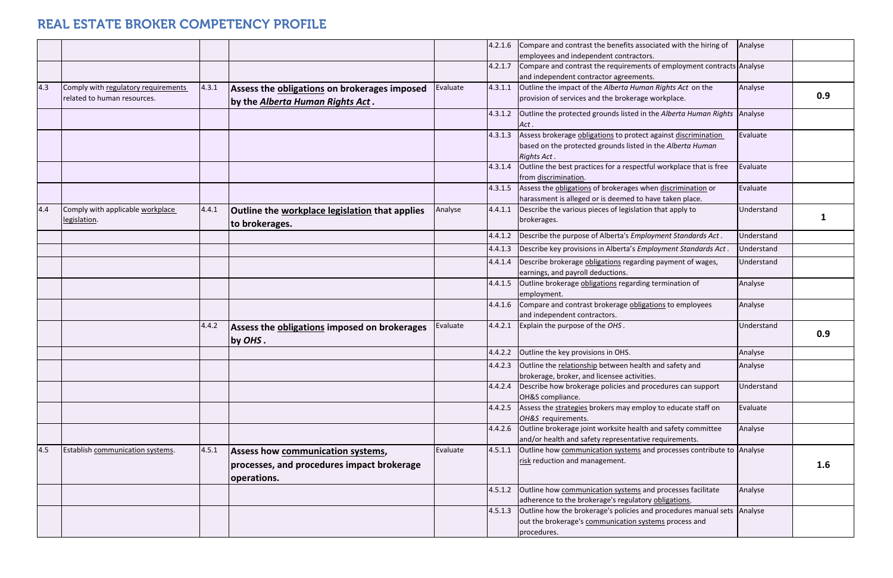# REAL ESTATE BROKER COMPETENCY PROFILE

| | | | | | | | | |
|---|---|---|---|---|---|---|---|---|
| | | | | | 4.2.1.6 | Compare and contrast the benefits associated with the hiring of employees and independent contractors. | Analyse | |
| | | | | | 4.2.1.7 | Compare and contrast the requirements of employment contracts and independent contractor agreements. | Analyse | |
| 4.3 | Comply with regulatory requirements related to human resources. | 4.3.1 | **Assess the obligations on brokerages imposed by the *Alberta Human Rights Act*.** | Evaluate | 4.3.1.1 | Outline the impact of the *Alberta Human Rights Act* on the provision of services and the brokerage workplace. | Analyse | **0.9** |
| | | | | | 4.3.1.2 | Outline the protected grounds listed in the *Alberta Human Rights Act*. | Analyse | |
| | | | | | 4.3.1.3 | Assess brokerage obligations to protect against discrimination based on the protected grounds listed in the *Alberta Human Rights Act*. | Evaluate | |
| | | | | | 4.3.1.4 | Outline the best practices for a respectful workplace that is free from discrimination. | Evaluate | |
| | | | | | 4.3.1.5 | Assess the obligations of brokerages when discrimination or harassment is alleged or is deemed to have taken place. | Evaluate | |
| 4.4 | Comply with applicable workplace legislation. | 4.4.1 | **Outline the workplace legislation that applies to brokerages.** | Analyse | 4.4.1.1 | Describe the various pieces of legislation that apply to brokerages. | Understand | **1** |
| | | | | | 4.4.1.2 | Describe the purpose of Alberta's *Employment Standards Act*. | Understand | |
| | | | | | 4.4.1.3 | Describe key provisions in Alberta's *Employment Standards Act*. | Understand | |
| | | | | | 4.4.1.4 | Describe brokerage obligations regarding payment of wages, earnings, and payroll deductions. | Understand | |
| | | | | | 4.4.1.5 | Outline brokerage obligations regarding termination of employment. | Analyse | |
| | | | | | 4.4.1.6 | Compare and contrast brokerage obligations to employees and independent contractors. | Analyse | |
| | | 4.4.2 | **Assess the obligations imposed on brokerages by *OHS*.** | Evaluate | 4.4.2.1 | Explain the purpose of the *OHS*. | Understand | **0.9** |
| | | | | | 4.4.2.2 | Outline the key provisions in OHS. | Analyse | |
| | | | | | 4.4.2.3 | Outline the relationship between health and safety and brokerage, broker, and licensee activities. | Analyse | |
| | | | | | 4.4.2.4 | Describe how brokerage policies and procedures can support OH&S compliance. | Understand | |
| | | | | | 4.4.2.5 | Assess the strategies brokers may employ to educate staff on *OH&S* requirements. | Evaluate | |
| | | | | | 4.4.2.6 | Outline brokerage joint worksite health and safety committee and/or health and safety representative requirements. | Analyse | |
| 4.5 | Establish communication systems. | 4.5.1 | **Assess how communication systems, processes, and procedures impact brokerage operations.** | Evaluate | 4.5.1.1 | Outline how communication systems and processes contribute to risk reduction and management. | Analyse | **1.6** |
| | | | | | 4.5.1.2 | Outline how communication systems and processes facilitate adherence to the brokerage's regulatory obligations. | Analyse | |
| | | | | | 4.5.1.3 | Outline how the brokerage's policies and procedures manual sets out the brokerage's communication systems process and procedures. | Analyse | |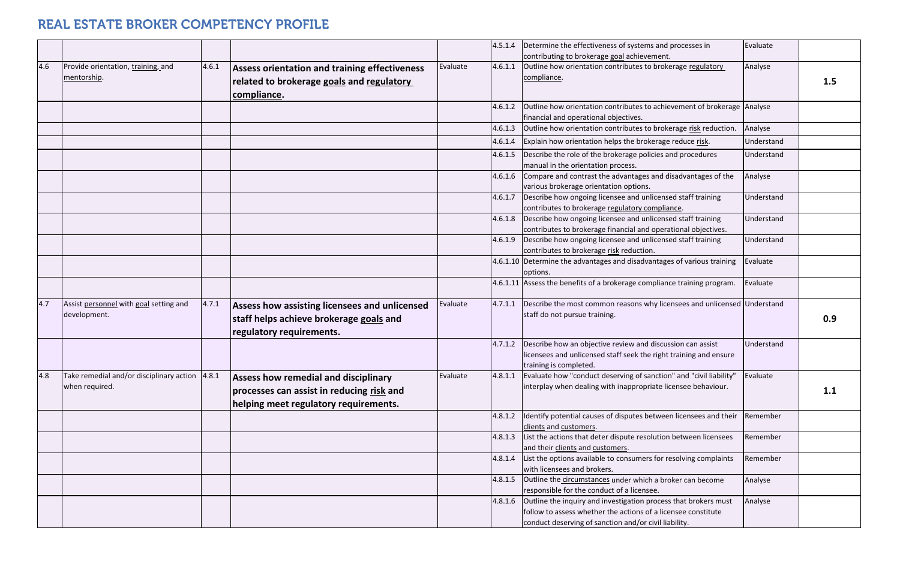# REAL ESTATE BROKER COMPETENCY PROFILE

| | | | | | | | | |
|---|---|---|---|---|---|---|---|---|
| | | | | | 4.5.1.4 | Determine the effectiveness of systems and processes in contributing to brokerage goal achievement. | Evaluate | |
| 4.6 | Provide orientation, training, and mentorship. | 4.6.1 | **Assess orientation and training effectiveness related to brokerage goals and regulatory compliance.** | Evaluate | 4.6.1.1 | Outline how orientation contributes to brokerage regulatory compliance. | Analyse | **1.5** |
| | | | | | 4.6.1.2 | Outline how orientation contributes to achievement of brokerage financial and operational objectives. | Analyse | |
| | | | | | 4.6.1.3 | Outline how orientation contributes to brokerage risk reduction. | Analyse | |
| | | | | | 4.6.1.4 | Explain how orientation helps the brokerage reduce risk. | Understand | |
| | | | | | 4.6.1.5 | Describe the role of the brokerage policies and procedures manual in the orientation process. | Understand | |
| | | | | | 4.6.1.6 | Compare and contrast the advantages and disadvantages of the various brokerage orientation options. | Analyse | |
| | | | | | 4.6.1.7 | Describe how ongoing licensee and unlicensed staff training contributes to brokerage regulatory compliance. | Understand | |
| | | | | | 4.6.1.8 | Describe how ongoing licensee and unlicensed staff training contributes to brokerage financial and operational objectives. | Understand | |
| | | | | | 4.6.1.9 | Describe how ongoing licensee and unlicensed staff training contributes to brokerage risk reduction. | Understand | |
| | | | | | 4.6.1.10 | Determine the advantages and disadvantages of various training options. | Evaluate | |
| | | | | | 4.6.1.11 | Assess the benefits of a brokerage compliance training program. | Evaluate | |
| 4.7 | Assist personnel with goal setting and development. | 4.7.1 | **Assess how assisting licensees and unlicensed staff helps achieve brokerage goals and regulatory requirements.** | Evaluate | 4.7.1.1 | Describe the most common reasons why licensees and unlicensed staff do not pursue training. | Understand | **0.9** |
| | | | | | 4.7.1.2 | Describe how an objective review and discussion can assist licensees and unlicensed staff seek the right training and ensure training is completed. | Understand | |
| 4.8 | Take remedial and/or disciplinary action when required. | 4.8.1 | **Assess how remedial and disciplinary processes can assist in reducing risk and helping meet regulatory requirements.** | Evaluate | 4.8.1.1 | Evaluate how "conduct deserving of sanction" and "civil liability" interplay when dealing with inappropriate licensee behaviour. | Evaluate | **1.1** |
| | | | | | 4.8.1.2 | Identify potential causes of disputes between licensees and their clients and customers. | Remember | |
| | | | | | 4.8.1.3 | List the actions that deter dispute resolution between licensees and their clients and customers. | Remember | |
| | | | | | 4.8.1.4 | List the options available to consumers for resolving complaints with licensees and brokers. | Remember | |
| | | | | | 4.8.1.5 | Outline the circumstances under which a broker can become responsible for the conduct of a licensee. | Analyse | |
| | | | | | 4.8.1.6 | Outline the inquiry and investigation process that brokers must follow to assess whether the actions of a licensee constitute conduct deserving of sanction and/or civil liability. | Analyse | |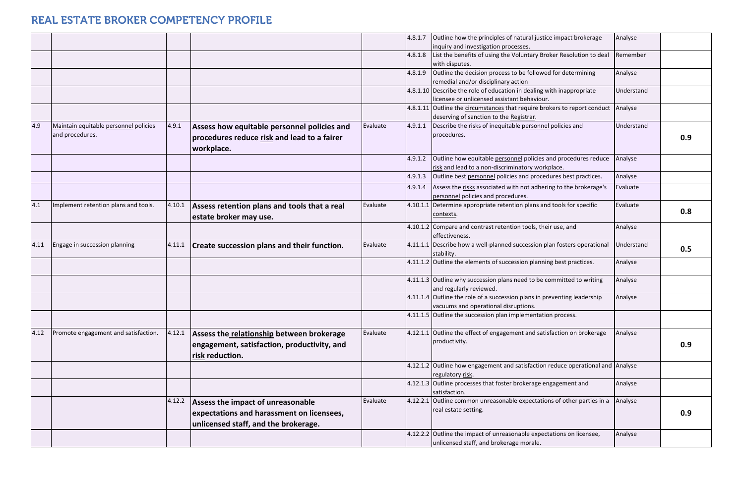# REAL ESTATE BROKER COMPETENCY PROFILE

| | | | | | | | | |
|---|---|---|---|---|---|---|---|---|
| | | | | | 4.8.1.7 | Outline how the principles of natural justice impact brokerage inquiry and investigation processes. | Analyse | |
| | | | | | 4.8.1.8 | List the benefits of using the Voluntary Broker Resolution to deal with disputes. | Remember | |
| | | | | | 4.8.1.9 | Outline the decision process to be followed for determining remedial and/or disciplinary action | Analyse | |
| | | | | | 4.8.1.10 | Describe the role of education in dealing with inappropriate licensee or unlicensed assistant behaviour. | Understand | |
| | | | | | 4.8.1.11 | Outline the circumstances that require brokers to report conduct deserving of sanction to the Registrar. | Analyse | |
| 4.9 | Maintain equitable personnel policies and procedures. | 4.9.1 | **Assess how equitable personnel policies and procedures reduce risk and lead to a fairer workplace.** | Evaluate | 4.9.1.1 | Describe the risks of inequitable personnel policies and procedures. | Understand | **0.9** |
| | | | | | 4.9.1.2 | Outline how equitable personnel policies and procedures reduce risk and lead to a non-discriminatory workplace. | Analyse | |
| | | | | | 4.9.1.3 | Outline best personnel policies and procedures best practices. | Analyse | |
| | | | | | 4.9.1.4 | Assess the risks associated with not adhering to the brokerage's personnel policies and procedures. | Evaluate | |
| 4.1 | Implement retention plans and tools. | 4.10.1 | **Assess retention plans and tools that a real estate broker may use.** | Evaluate | 4.10.1.1 | Determine appropriate retention plans and tools for specific contexts. | Evaluate | **0.8** |
| | | | | | 4.10.1.2 | Compare and contrast retention tools, their use, and effectiveness. | Analyse | |
| 4.11 | Engage in succession planning | 4.11.1 | **Create succession plans and their function.** | Evaluate | 4.11.1.1 | Describe how a well-planned succession plan fosters operational stability. | Understand | **0.5** |
| | | | | | 4.11.1.2 | Outline the elements of succession planning best practices. | Analyse | |
| | | | | | 4.11.1.3 | Outline why succession plans need to be committed to writing and regularly reviewed. | Analyse | |
| | | | | | 4.11.1.4 | Outline the role of a succession plans in preventing leadership vacuums and operational disruptions. | Analyse | |
| | | | | | 4.11.1.5 | Outline the succession plan implementation process. | | |
| 4.12 | Promote engagement and satisfaction. | 4.12.1 | **Assess the relationship between brokerage engagement, satisfaction, productivity, and risk reduction.** | Evaluate | 4.12.1.1 | Outline the effect of engagement and satisfaction on brokerage productivity. | Analyse | **0.9** |
| | | | | | 4.12.1.2 | Outline how engagement and satisfaction reduce operational and regulatory risk. | Analyse | |
| | | | | | 4.12.1.3 | Outline processes that foster brokerage engagement and satisfaction. | Analyse | |
| | | 4.12.2 | **Assess the impact of unreasonable expectations and harassment on licensees, unlicensed staff, and the brokerage.** | Evaluate | 4.12.2.1 | Outline common unreasonable expectations of other parties in a real estate setting. | Analyse | **0.9** |
| | | | | | 4.12.2.2 | Outline the impact of unreasonable expectations on licensee, unlicensed staff, and brokerage morale. | Analyse | |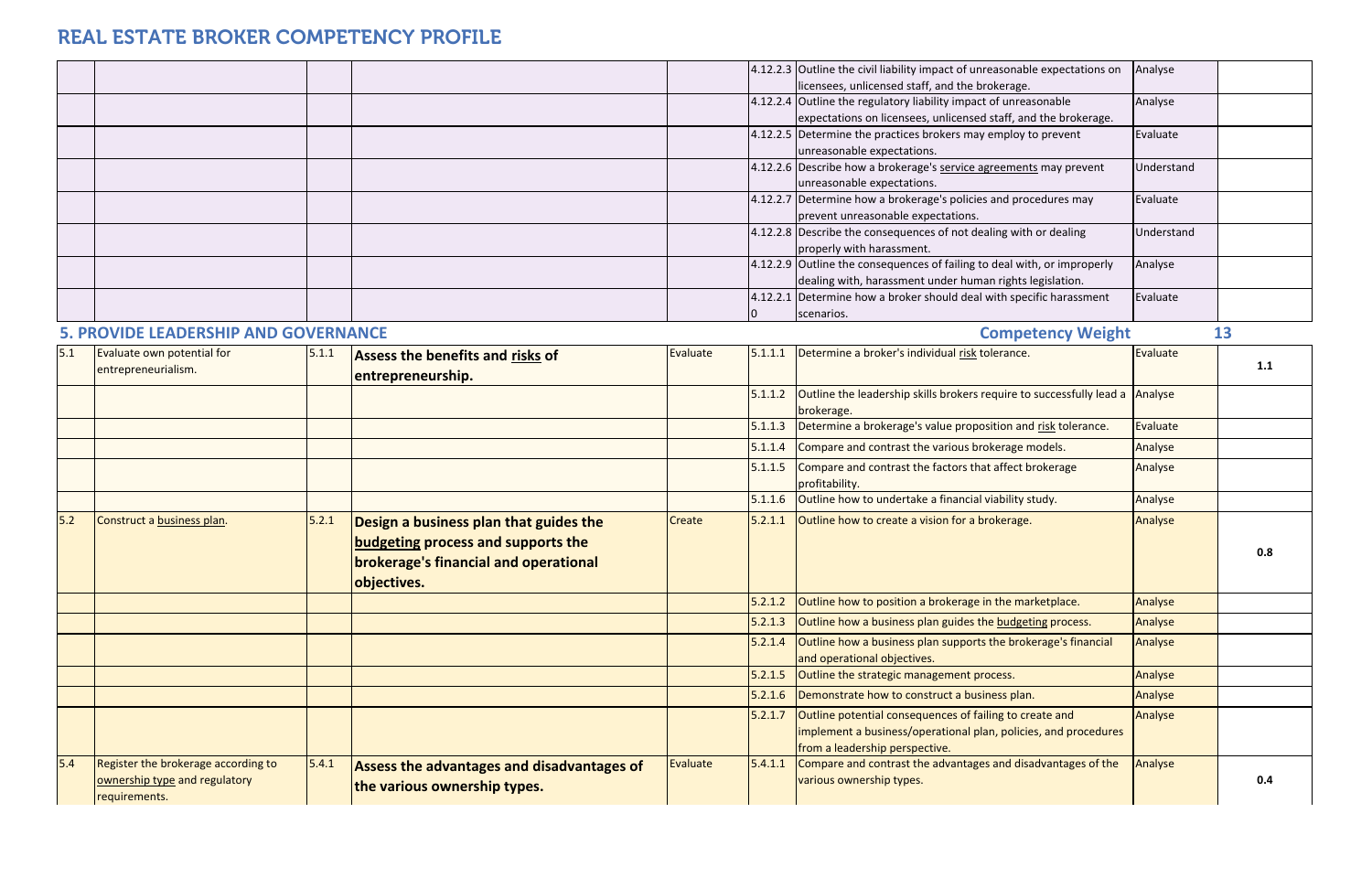# REAL ESTATE BROKER COMPETENCY PROFILE

| | | | | | | | | |
|---|---|---|---|---|---|---|---|---|
| | | | | | 4.12.2.3 | Outline the civil liability impact of unreasonable expectations on licensees, unlicensed staff, and the brokerage. | Analyse | |
| | | | | | 4.12.2.4 | Outline the regulatory liability impact of unreasonable expectations on licensees, unlicensed staff, and the brokerage. | Analyse | |
| | | | | | 4.12.2.5 | Determine the practices brokers may employ to prevent unreasonable expectations. | Evaluate | |
| | | | | | 4.12.2.6 | Describe how a brokerage's service agreements may prevent unreasonable expectations. | Understand | |
| | | | | | 4.12.2.7 | Determine how a brokerage's policies and procedures may prevent unreasonable expectations. | Evaluate | |
| | | | | | 4.12.2.8 | Describe the consequences of not dealing with or dealing properly with harassment. | Understand | |
| | | | | | 4.12.2.9 | Outline the consequences of failing to deal with, or improperly dealing with, harassment under human rights legislation. | Analyse | |
| | | | | | 4.12.2.10 | Determine how a broker should deal with specific harassment scenarios. | Evaluate | |

## 5. PROVIDE LEADERSHIP AND GOVERNANCE

**Competency Weight: 13**

| | | | | | | | | |
|---|---|---|---|---|---|---|---|---|
| 5.1 | Evaluate own potential for entrepreneurialism. | 5.1.1 | **Assess the benefits and risks of entrepreneurship.** | Evaluate | 5.1.1.1 | Determine a broker's individual risk tolerance. | Evaluate | **1.1** |
| | | | | | 5.1.1.2 | Outline the leadership skills brokers require to successfully lead a brokerage. | Analyse | |
| | | | | | 5.1.1.3 | Determine a brokerage's value proposition and risk tolerance. | Evaluate | |
| | | | | | 5.1.1.4 | Compare and contrast the various brokerage models. | Analyse | |
| | | | | | 5.1.1.5 | Compare and contrast the factors that affect brokerage profitability. | Analyse | |
| | | | | | 5.1.1.6 | Outline how to undertake a financial viability study. | Analyse | |
| 5.2 | Construct a business plan. | 5.2.1 | **Design a business plan that guides the budgeting process and supports the brokerage's financial and operational objectives.** | Create | 5.2.1.1 | Outline how to create a vision for a brokerage. | Analyse | **0.8** |
| | | | | | 5.2.1.2 | Outline how to position a brokerage in the marketplace. | Analyse | |
| | | | | | 5.2.1.3 | Outline how a business plan guides the budgeting process. | Analyse | |
| | | | | | 5.2.1.4 | Outline how a business plan supports the brokerage's financial and operational objectives. | Analyse | |
| | | | | | 5.2.1.5 | Outline the strategic management process. | Analyse | |
| | | | | | 5.2.1.6 | Demonstrate how to construct a business plan. | Analyse | |
| | | | | | 5.2.1.7 | Outline potential consequences of failing to create and implement a business/operational plan, policies, and procedures from a leadership perspective. | Analyse | |
| 5.4 | Register the brokerage according to ownership type and regulatory requirements. | 5.4.1 | **Assess the advantages and disadvantages of the various ownership types.** | Evaluate | 5.4.1.1 | Compare and contrast the advantages and disadvantages of the various ownership types. | Analyse | **0.4** |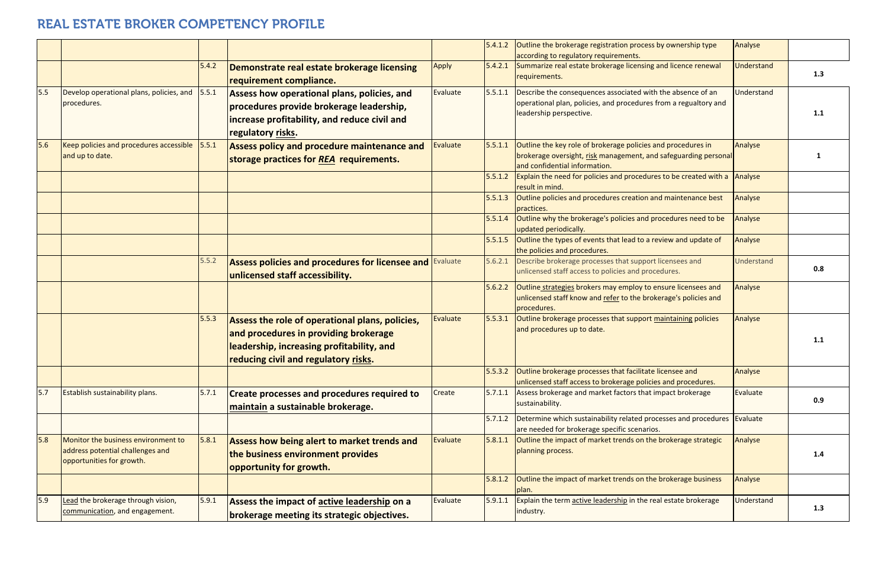# REAL ESTATE BROKER COMPETENCY PROFILE

| | | | | | | | | |
|---|---|---|---|---|---|---|---|---|
| | | | | | 5.4.1.2 | Outline the brokerage registration process by ownership type according to regulatory requirements. | Analyse | |
| | | 5.4.2 | **Demonstrate real estate brokerage licensing requirement compliance.** | Apply | 5.4.2.1 | Summarize real estate brokerage licensing and licence renewal requirements. | Understand | 1.3 |
| 5.5 | Develop operational plans, policies, and procedures. | 5.5.1 | **Assess how operational plans, policies, and procedures provide brokerage leadership, increase profitability, and reduce civil and regulatory risks.** | Evaluate | 5.5.1.1 | Describe the consequences associated with the absence of an operational plan, policies, and procedures from a regualtory and leadership perspective. | Understand | 1.1 |
| 5.6 | Keep policies and procedures accessible and up to date. | 5.5.1 | **Assess policy and procedure maintenance and storage practices for *REA* requirements.** | Evaluate | 5.5.1.1 | Outline the key role of brokerage policies and procedures in brokerage oversight, risk management, and safeguarding personal and confidential information. | Analyse | 1 |
| | | | | | 5.5.1.2 | Explain the need for policies and procedures to be created with a result in mind. | Analyse | |
| | | | | | 5.5.1.3 | Outline policies and procedures creation and maintenance best practices. | Analyse | |
| | | | | | 5.5.1.4 | Outline why the brokerage's policies and procedures need to be updated periodically. | Analyse | |
| | | | | | 5.5.1.5 | Outline the types of events that lead to a review and update of the policies and procedures. | Analyse | |
| | | 5.5.2 | **Assess policies and procedures for licensee and unlicensed staff accessibility.** | Evaluate | 5.6.2.1 | Describe brokerage processes that support licensees and unlicensed staff access to policies and procedures. | Understand | 0.8 |
| | | | | | 5.6.2.2 | Outline strategies brokers may employ to ensure licensees and unlicensed staff know and refer to the brokerage's policies and procedures. | Analyse | |
| | | 5.5.3 | **Assess the role of operational plans, policies, and procedures in providing brokerage leadership, increasing profitability, and reducing civil and regulatory risks.** | Evaluate | 5.5.3.1 | Outline brokerage processes that support maintaining policies and procedures up to date. | Analyse | 1.1 |
| | | | | | 5.5.3.2 | Outline brokerage processes that facilitate licensee and unlicensed staff access to brokerage policies and procedures. | Analyse | |
| 5.7 | Establish sustainability plans. | 5.7.1 | **Create processes and procedures required to maintain a sustainable brokerage.** | Create | 5.7.1.1 | Assess brokerage and market factors that impact brokerage sustainability. | Evaluate | 0.9 |
| | | | | | 5.7.1.2 | Determine which sustainability related processes and procedures are needed for brokerage specific scenarios. | Evaluate | |
| 5.8 | Monitor the business environment to address potential challenges and opportunities for growth. | 5.8.1 | **Assess how being alert to market trends and the business environment provides opportunity for growth.** | Evaluate | 5.8.1.1 | Outline the impact of market trends on the brokerage strategic planning process. | Analyse | 1.4 |
| | | | | | 5.8.1.2 | Outline the impact of market trends on the brokerage business plan. | Analyse | |
| 5.9 | Lead the brokerage through vision, communication, and engagement. | 5.9.1 | **Assess the impact of active leadership on a brokerage meeting its strategic objectives.** | Evaluate | 5.9.1.1 | Explain the term active leadership in the real estate brokerage industry. | Understand | 1.3 |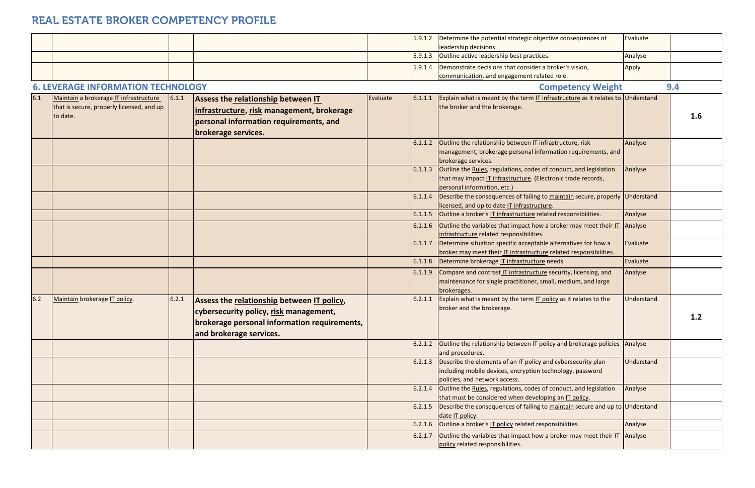# REAL ESTATE BROKER COMPETENCY PROFILE

| | | | | | | | | |
|---|---|---|---|---|---|---|---|---|
| | | | | | 5.9.1.2 | Determine the potential strategic objective consequences of leadership decisions. | Evaluate | |
| | | | | | 5.9.1.3 | Outline active leadership best practices. | Analyse | |
| | | | | | 5.9.1.4 | Demonstrate decisions that consider a broker's vision, communication, and engagement related role. | Apply | |

## 6. LEVERAGE INFORMATION TECHNOLOGY

**Competency Weight** 9.4

| | | | | | | | | |
|---|---|---|---|---|---|---|---|---|
| 6.1 | Maintain a brokerage IT infrastructure that is secure, properly licensed, and up to date. | 6.1.1 | **Assess the relationship between IT infrastructure, risk management, brokerage personal information requirements, and brokerage services.** | Evaluate | 6.1.1.1 | Explain what is meant by the term IT infrastructure as it relates to the broker and the brokerage. | Understand | **1.6** |
| | | | | | 6.1.1.2 | Outline the relationship between IT infrastructure, risk management, brokerage personal information requirements, and brokerage services. | Analyse | |
| | | | | | 6.1.1.3 | Outline the Rules, regulations, codes of conduct, and legislation that may impact IT infrastructure. (Electronic trade records, personal information, etc.) | Analyse | |
| | | | | | 6.1.1.4 | Describe the consequences of failing to maintain secure, properly licensed, and up to date IT infrastructure. | Understand | |
| | | | | | 6.1.1.5 | Outline a broker's IT infrastructure related responsibilities. | Analyse | |
| | | | | | 6.1.1.6 | Outline the variables that impact how a broker may meet their IT infrastructure related responsibilities. | Analyse | |
| | | | | | 6.1.1.7 | Determine situation specific acceptable alternatives for how a broker may meet their IT infrastructure related responsibilities. | Evaluate | |
| | | | | | 6.1.1.8 | Determine brokerage IT infrastructure needs. | Evaluate | |
| | | | | | 6.1.1.9 | Compare and contrast IT infrastructure security, licensing, and maintenance for single practitioner, small, medium, and large brokerages. | Analyse | |
| 6.2 | Maintain brokerage IT policy. | 6.2.1 | **Assess the relationship between IT policy, cybersecurity policy, risk management, brokerage personal information requirements, and brokerage services.** | | 6.2.1.1 | Explain what is meant by the term IT policy as it relates to the broker and the brokerage. | Understand | **1.2** |
| | | | | | 6.2.1.2 | Outline the relationship between IT policy and brokerage policies and procedures. | Analyse | |
| | | | | | 6.2.1.3 | Describe the elements of an IT policy and cybersecurity plan including mobile devices, encryption technology, password policies, and network access. | Understand | |
| | | | | | 6.2.1.4 | Outline the Rules, regulations, codes of conduct, and legislation that must be considered when developing an IT policy. | Analyse | |
| | | | | | 6.2.1.5 | Describe the consequences of failing to maintain secure and up to date IT policy. | Understand | |
| | | | | | 6.2.1.6 | Outline a broker's IT policy related responsibilities. | Analyse | |
| | | | | | 6.2.1.7 | Outline the variables that impact how a broker may meet their IT policy related responsibilities. | Analyse | |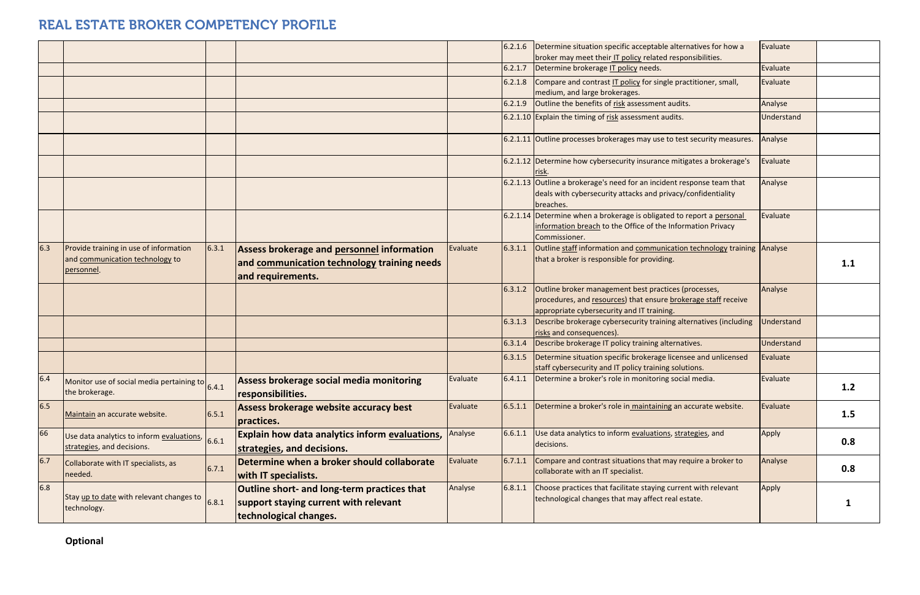# REAL ESTATE BROKER COMPETENCY PROFILE

| | | | | | | | | |
|---|---|---|---|---|---|---|---|---|
| | | | | | 6.2.1.6 | Determine situation specific acceptable alternatives for how a broker may meet their IT policy related responsibilities. | Evaluate | |
| | | | | | 6.2.1.7 | Determine brokerage IT policy needs. | Evaluate | |
| | | | | | 6.2.1.8 | Compare and contrast IT policy for single practitioner, small, medium, and large brokerages. | Evaluate | |
| | | | | | 6.2.1.9 | Outline the benefits of risk assessment audits. | Analyse | |
| | | | | | 6.2.1.10 | Explain the timing of risk assessment audits. | Understand | |
| | | | | | 6.2.1.11 | Outline processes brokerages may use to test security measures. | Analyse | |
| | | | | | 6.2.1.12 | Determine how cybersecurity insurance mitigates a brokerage's risk. | Evaluate | |
| | | | | | 6.2.1.13 | Outline a brokerage's need for an incident response team that deals with cybersecurity attacks and privacy/confidentiality breaches. | Analyse | |
| | | | | | 6.2.1.14 | Determine when a brokerage is obligated to report a personal information breach to the Office of the Information Privacy Commissioner. | Evaluate | |
| 6.3 | Provide training in use of information and communication technology to personnel. | 6.3.1 | **Assess brokerage and personnel information and communication technology training needs and requirements.** | Evaluate | 6.3.1.1 | Outline staff information and communication technology training that a broker is responsible for providing. | Analyse | **1.1** |
| | | | | | 6.3.1.2 | Outline broker management best practices (processes, procedures, and resources) that ensure brokerage staff receive appropriate cybersecurity and IT training. | Analyse | |
| | | | | | 6.3.1.3 | Describe brokerage cybersecurity training alternatives (including risks and consequences). | Understand | |
| | | | | | 6.3.1.4 | Describe brokerage IT policy training alternatives. | Understand | |
| | | | | | 6.3.1.5 | Determine situation specific brokerage licensee and unlicensed staff cybersecurity and IT policy training solutions. | Evaluate | |
| 6.4 | Monitor use of social media pertaining to the brokerage. | 6.4.1 | **Assess brokerage social media monitoring responsibilities.** | Evaluate | 6.4.1.1 | Determine a broker's role in monitoring social media. | Evaluate | **1.2** |
| 6.5 | Maintain an accurate website. | 6.5.1 | **Assess brokerage website accuracy best practices.** | Evaluate | 6.5.1.1 | Determine a broker's role in maintaining an accurate website. | Evaluate | **1.5** |
| 66 | Use data analytics to inform evaluations, strategies, and decisions. | 6.6.1 | **Explain how data analytics inform evaluations, strategies, and decisions.** | Analyse | 6.6.1.1 | Use data analytics to inform evaluations, strategies, and decisions. | Apply | **0.8** |
| 6.7 | Collaborate with IT specialists, as needed. | 6.7.1 | **Determine when a broker should collaborate with IT specialists.** | Evaluate | 6.7.1.1 | Compare and contrast situations that may require a broker to collaborate with an IT specialist. | Analyse | **0.8** |
| 6.8 | Stay up to date with relevant changes to technology. | 6.8.1 | **Outline short- and long-term practices that support staying current with relevant technological changes.** | Analyse | 6.8.1.1 | Choose practices that facilitate staying current with relevant technological changes that may affect real estate. | Apply | **1** |

**Optional**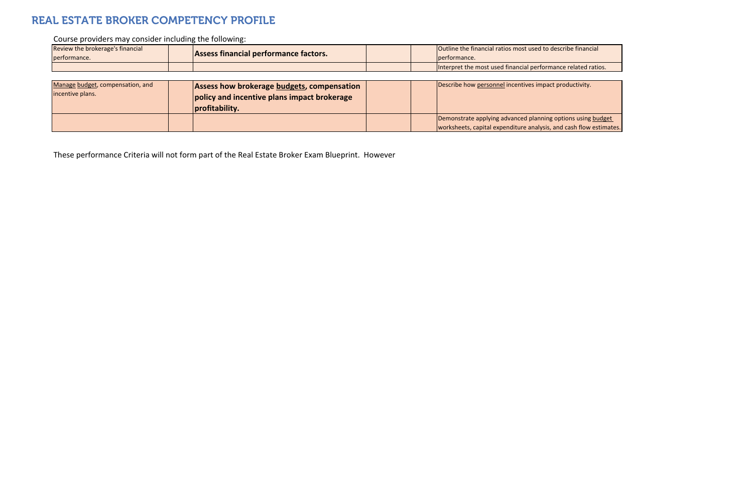# REAL ESTATE BROKER COMPETENCY PROFILE

Course providers may consider including the following:

| | | | | | |
|---|---|---|---|---|---|
| Review the brokerage's financial performance. | | **Assess financial performance factors.** | | | Outline the financial ratios most used to describe financial performance. |
| | | | | | Interpret the most used financial performance related ratios. |

| | | | | | |
|---|---|---|---|---|---|
| Manage budget, compensation, and incentive plans. | | **Assess how brokerage budgets, compensation policy and incentive plans impact brokerage profitability.** | | | Describe how personnel incentives impact productivity. |
| | | | | | Demonstrate applying advanced planning options using budget worksheets, capital expenditure analysis, and cash flow estimates. |

These performance Criteria will not form part of the Real Estate Broker Exam Blueprint. However